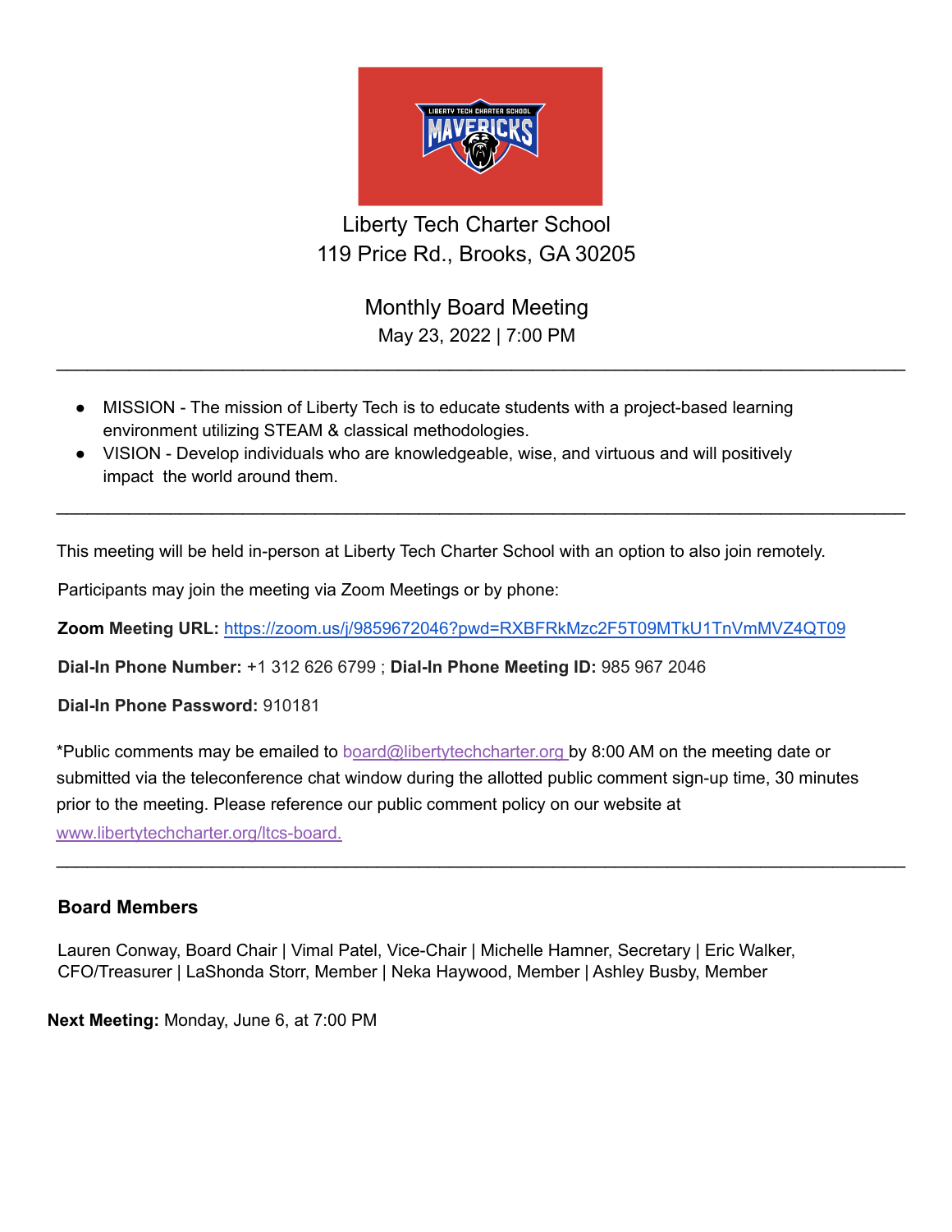Liberty Tech Charter School
119 Price Rd., Brooks, GA 30205

Monthly Board Meeting
May 23, 2022 | 7:00 PM

---

- MISSION - The mission of Liberty Tech is to educate students with a project-based learning environment utilizing STEAM & classical methodologies.
- VISION - Develop individuals who are knowledgeable, wise, and virtuous and will positively impact the world around them.

---

This meeting will be held in-person at Liberty Tech Charter School with an option to also join remotely.

Participants may join the meeting via Zoom Meetings or by phone:

**Zoom Meeting URL:** https://zoom.us/j/9859672046?pwd=RXBFRkMzc2F5T09MTkU1TnVmMVZ4QT09

**Dial-In Phone Number:** +1 312 626 6799 ; **Dial-In Phone Meeting ID:** 985 967 2046

**Dial-In Phone Password:** 910181

*Public comments may be emailed to board@libertytechcharter.org by 8:00 AM on the meeting date or submitted via the teleconference chat window during the allotted public comment sign-up time, 30 minutes prior to the meeting. Please reference our public comment policy on our website at www.libertytechcharter.org/ltcs-board.

---

**Board Members**

Lauren Conway, Board Chair | Vimal Patel, Vice-Chair | Michelle Hamner, Secretary | Eric Walker, CFO/Treasurer | LaShonda Storr, Member | Neka Haywood, Member | Ashley Busby, Member

**Next Meeting:** Monday, June 6, at 7:00 PM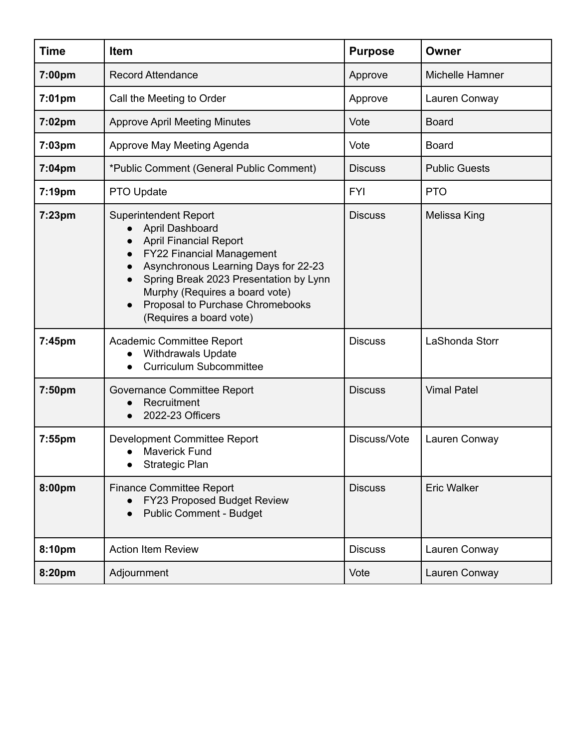| Time | Item | Purpose | Owner |
|---|---|---|---|
| **7:00pm** | Record Attendance | Approve | Michelle Hamner |
| **7:01pm** | Call the Meeting to Order | Approve | Lauren Conway |
| **7:02pm** | Approve April Meeting Minutes | Vote | Board |
| **7:03pm** | Approve May Meeting Agenda | Vote | Board |
| **7:04pm** | *Public Comment (General Public Comment) | Discuss | Public Guests |
| **7:19pm** | PTO Update | FYI | PTO |
| **7:23pm** | Superintendent Report<br>• April Dashboard<br>• April Financial Report<br>• FY22 Financial Management<br>• Asynchronous Learning Days for 22-23<br>• Spring Break 2023 Presentation by Lynn Murphy (Requires a board vote)<br>• Proposal to Purchase Chromebooks (Requires a board vote) | Discuss | Melissa King |
| **7:45pm** | Academic Committee Report<br>• Withdrawals Update<br>• Curriculum Subcommittee | Discuss | LaShonda Storr |
| **7:50pm** | Governance Committee Report<br>• Recruitment<br>• 2022-23 Officers | Discuss | Vimal Patel |
| **7:55pm** | Development Committee Report<br>• Maverick Fund<br>• Strategic Plan | Discuss/Vote | Lauren Conway |
| **8:00pm** | Finance Committee Report<br>• FY23 Proposed Budget Review<br>• Public Comment - Budget | Discuss | Eric Walker |
| **8:10pm** | Action Item Review | Discuss | Lauren Conway |
| **8:20pm** | Adjournment | Vote | Lauren Conway |